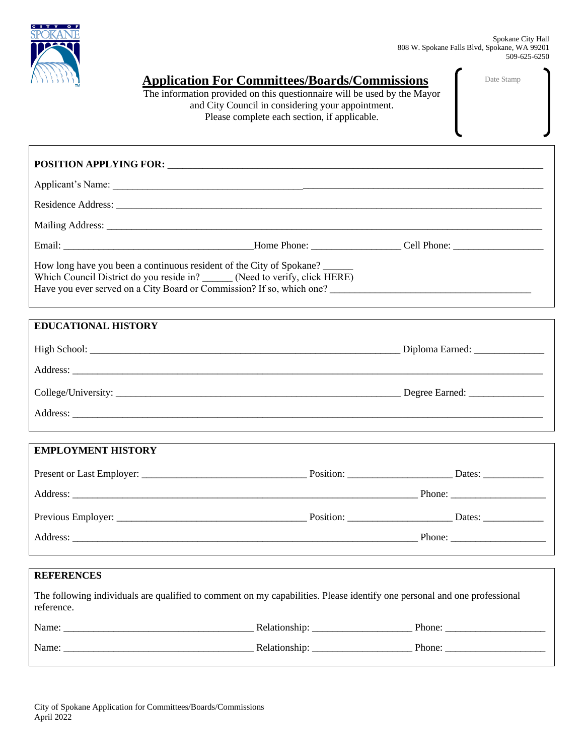Spokane City Hall
808 W. Spokane Falls Blvd, Spokane, WA 99201
509-625-6250

# Application For Committees/Boards/Commissions

The information provided on this questionnaire will be used by the Mayor and City Council in considering your appointment.
Please complete each section, if applicable.

Date Stamp

**POSITION APPLYING FOR:** ______________________________

Applicant's Name: ______________________________

Residence Address: ______________________________

Mailing Address: ______________________________

Email: ______________________ Home Phone: ______________ Cell Phone: ______________

How long have you been a continuous resident of the City of Spokane? ______
Which Council District do you reside in? ______ (Need to verify, click HERE)
Have you ever served on a City Board or Commission? If so, which one? ______________________________

## EDUCATIONAL HISTORY

High School: ______________________________ Diploma Earned: ______________

Address: ______________________________

College/University: ______________________________ Degree Earned: ______________

Address: ______________________________

## EMPLOYMENT HISTORY

Present or Last Employer: ______________________ Position: ______________ Dates: ____________

Address: ______________________________ Phone: ______________

Previous Employer: ______________________ Position: ______________ Dates: ____________

Address: ______________________________ Phone: ______________

## REFERENCES

The following individuals are qualified to comment on my capabilities. Please identify one personal and one professional reference.

Name: ______________________ Relationship: ______________ Phone: ______________

Name: ______________________ Relationship: ______________ Phone: ______________

City of Spokane Application for Committees/Boards/Commissions
April 2022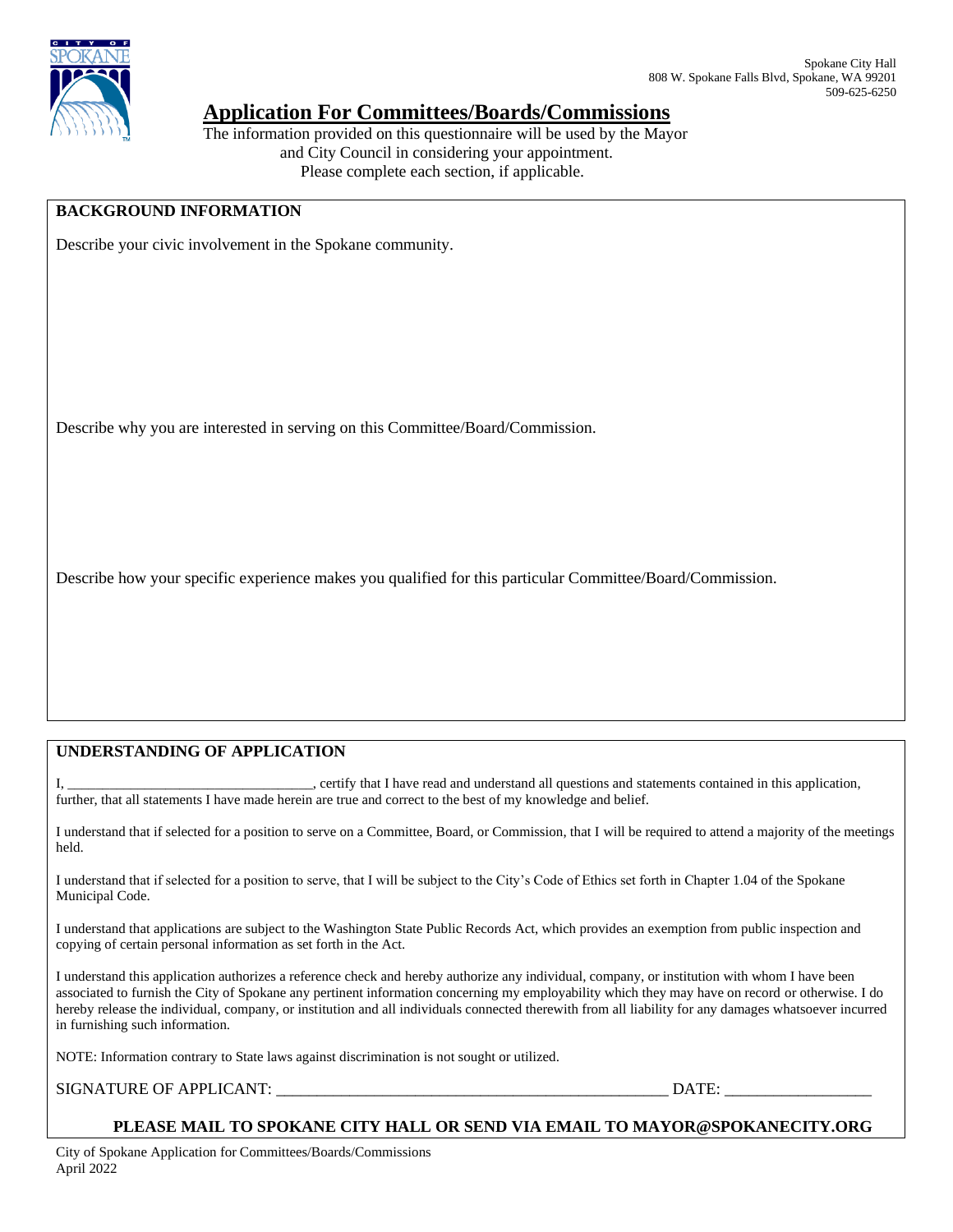Spokane City Hall
808 W. Spokane Falls Blvd, Spokane, WA 99201
509-625-6250

# Application For Committees/Boards/Commissions

The information provided on this questionnaire will be used by the Mayor and City Council in considering your appointment.
Please complete each section, if applicable.

## BACKGROUND INFORMATION

Describe your civic involvement in the Spokane community.

Describe why you are interested in serving on this Committee/Board/Commission.

Describe how your specific experience makes you qualified for this particular Committee/Board/Commission.

## UNDERSTANDING OF APPLICATION

I, _________________________________, certify that I have read and understand all questions and statements contained in this application, further, that all statements I have made herein are true and correct to the best of my knowledge and belief.

I understand that if selected for a position to serve on a Committee, Board, or Commission, that I will be required to attend a majority of the meetings held.

I understand that if selected for a position to serve, that I will be subject to the City's Code of Ethics set forth in Chapter 1.04 of the Spokane Municipal Code.

I understand that applications are subject to the Washington State Public Records Act, which provides an exemption from public inspection and copying of certain personal information as set forth in the Act.

I understand this application authorizes a reference check and hereby authorize any individual, company, or institution with whom I have been associated to furnish the City of Spokane any pertinent information concerning my employability which they may have on record or otherwise. I do hereby release the individual, company, or institution and all individuals connected therewith from all liability for any damages whatsoever incurred in furnishing such information.

NOTE: Information contrary to State laws against discrimination is not sought or utilized.

SIGNATURE OF APPLICANT: ________________________________________________ DATE: _________________

**PLEASE MAIL TO SPOKANE CITY HALL OR SEND VIA EMAIL TO MAYOR@SPOKANECITY.ORG**

City of Spokane Application for Committees/Boards/Commissions
April 2022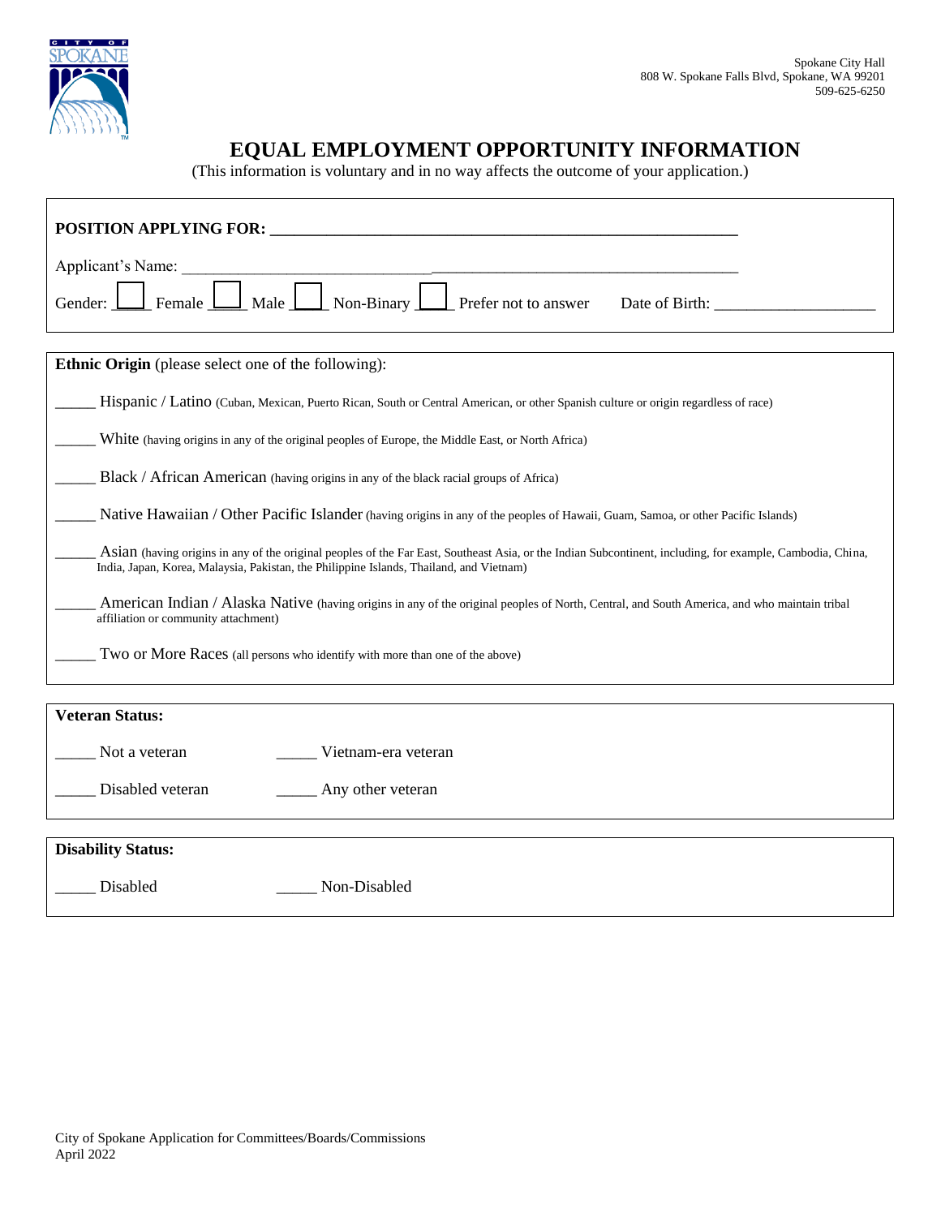Spokane City Hall
808 W. Spokane Falls Blvd, Spokane, WA 99201
509-625-6250

# EQUAL EMPLOYMENT OPPORTUNITY INFORMATION

(This information is voluntary and in no way affects the outcome of your application.)

**POSITION APPLYING FOR:** ____________________________________________

Applicant's Name: ____________________________________________

Gender: ____ Female ____ Male ____ Non-Binary ____ Prefer not to answer     Date of Birth: ________________

**Ethnic Origin** (please select one of the following):

_____ Hispanic / Latino (Cuban, Mexican, Puerto Rican, South or Central American, or other Spanish culture or origin regardless of race)

_____ White (having origins in any of the original peoples of Europe, the Middle East, or North Africa)

_____ Black / African American (having origins in any of the black racial groups of Africa)

_____ Native Hawaiian / Other Pacific Islander (having origins in any of the peoples of Hawaii, Guam, Samoa, or other Pacific Islands)

_____ Asian (having origins in any of the original peoples of the Far East, Southeast Asia, or the Indian Subcontinent, including, for example, Cambodia, China, India, Japan, Korea, Malaysia, Pakistan, the Philippine Islands, Thailand, and Vietnam)

_____ American Indian / Alaska Native (having origins in any of the original peoples of North, Central, and South America, and who maintain tribal affiliation or community attachment)

_____ Two or More Races (all persons who identify with more than one of the above)

**Veteran Status:**

_____ Not a veteran     _____ Vietnam-era veteran

_____ Disabled veteran     _____ Any other veteran

**Disability Status:**

_____ Disabled     _____ Non-Disabled

City of Spokane Application for Committees/Boards/Commissions
April 2022